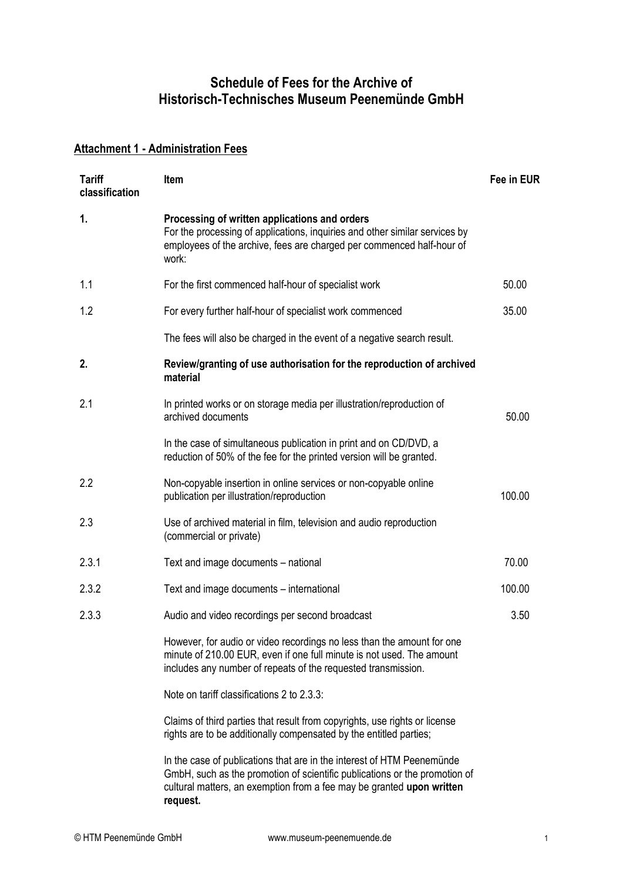# Schedule of Fees for the Archive of Historisch-Technisches Museum Peenemünde GmbH

## Attachment 1 - Administration Fees

| Tariff classification | Item | Fee in EUR |
|---|---|---|
| **1.** | **Processing of written applications and orders**<br>For the processing of applications, inquiries and other similar services by employees of the archive, fees are charged per commenced half-hour of work: | |
| 1.1 | For the first commenced half-hour of specialist work | 50.00 |
| 1.2 | For every further half-hour of specialist work commenced | 35.00 |
| | The fees will also be charged in the event of a negative search result. | |
| **2.** | **Review/granting of use authorisation for the reproduction of archived material** | |
| 2.1 | In printed works or on storage media per illustration/reproduction of archived documents | 50.00 |
| | In the case of simultaneous publication in print and on CD/DVD, a reduction of 50% of the fee for the printed version will be granted. | |
| 2.2 | Non-copyable insertion in online services or non-copyable online publication per illustration/reproduction | 100.00 |
| 2.3 | Use of archived material in film, television and audio reproduction (commercial or private) | |
| 2.3.1 | Text and image documents – national | 70.00 |
| 2.3.2 | Text and image documents – international | 100.00 |
| 2.3.3 | Audio and video recordings per second broadcast | 3.50 |
| | However, for audio or video recordings no less than the amount for one minute of 210.00 EUR, even if one full minute is not used. The amount includes any number of repeats of the requested transmission. | |
| | Note on tariff classifications 2 to 2.3.3: | |
| | Claims of third parties that result from copyrights, use rights or license rights are to be additionally compensated by the entitled parties; | |
| | In the case of publications that are in the interest of HTM Peenemünde GmbH, such as the promotion of scientific publications or the promotion of cultural matters, an exemption from a fee may be granted **upon written request.** | |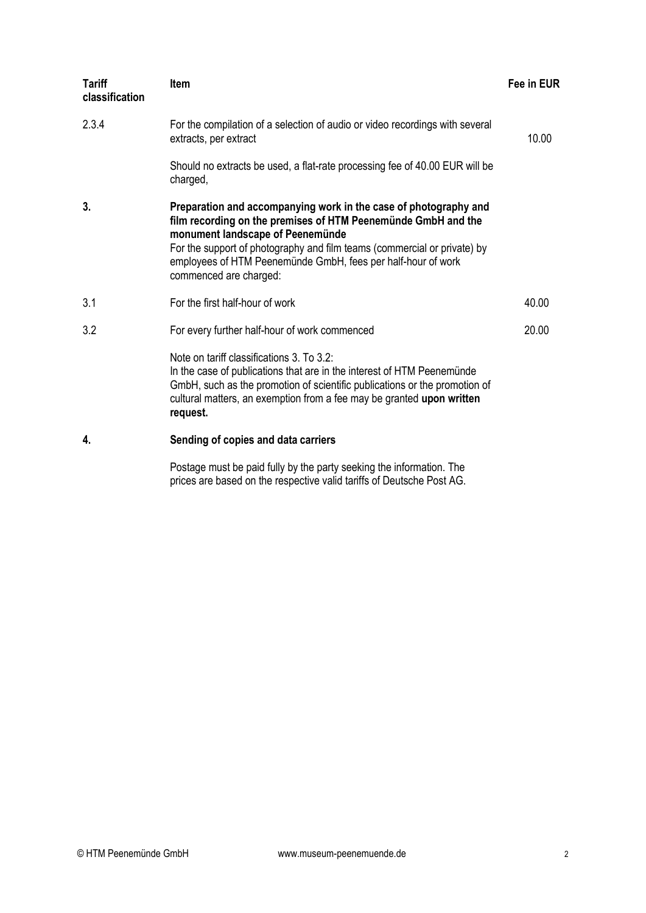| Tariff classification | Item | Fee in EUR |
|---|---|---|
| 2.3.4 | For the compilation of a selection of audio or video recordings with several extracts, per extract | 10.00 |
| | Should no extracts be used, a flat-rate processing fee of 40.00 EUR will be charged, | |
| **3.** | **Preparation and accompanying work in the case of photography and film recording on the premises of HTM Peenemünde GmbH and the monument landscape of Peenemünde** For the support of photography and film teams (commercial or private) by employees of HTM Peenemünde GmbH, fees per half-hour of work commenced are charged: | |
| 3.1 | For the first half-hour of work | 40.00 |
| 3.2 | For every further half-hour of work commenced | 20.00 |
| | Note on tariff classifications 3. To 3.2: In the case of publications that are in the interest of HTM Peenemünde GmbH, such as the promotion of scientific publications or the promotion of cultural matters, an exemption from a fee may be granted **upon written request.** | |
| **4.** | **Sending of copies and data carriers** | |
| | Postage must be paid fully by the party seeking the information. The prices are based on the respective valid tariffs of Deutsche Post AG. | |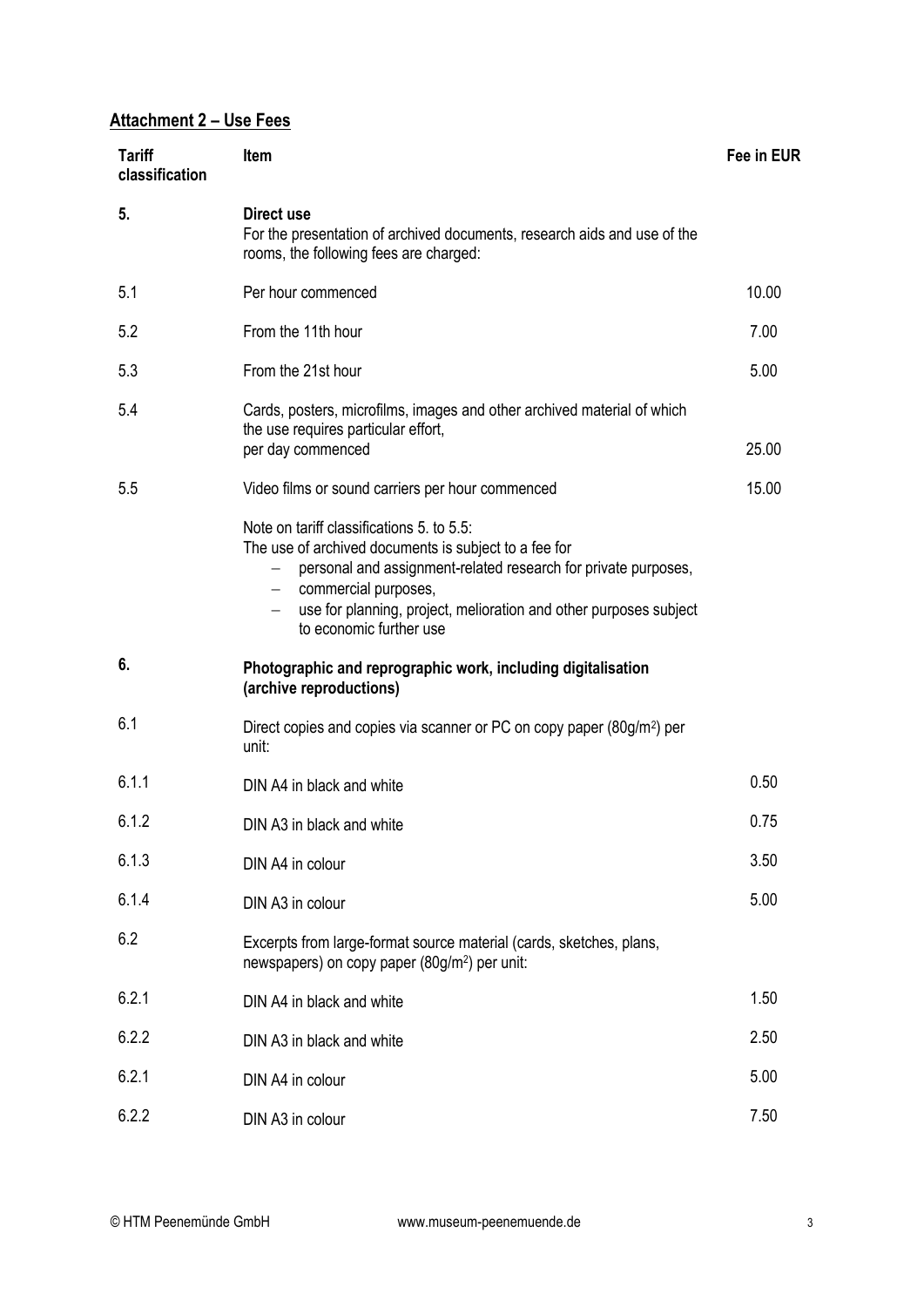## Attachment 2 – Use Fees

| Tariff classification | Item | Fee in EUR |
|---|---|---|
| **5.** | **Direct use**<br>For the presentation of archived documents, research aids and use of the rooms, the following fees are charged: | |
| 5.1 | Per hour commenced | 10.00 |
| 5.2 | From the 11th hour | 7.00 |
| 5.3 | From the 21st hour | 5.00 |
| 5.4 | Cards, posters, microfilms, images and other archived material of which the use requires particular effort, per day commenced | 25.00 |
| 5.5 | Video films or sound carriers per hour commenced | 15.00 |
| | Note on tariff classifications 5. to 5.5:<br>The use of archived documents is subject to a fee for<br>– personal and assignment-related research for private purposes,<br>– commercial purposes,<br>– use for planning, project, melioration and other purposes subject to economic further use | |
| **6.** | **Photographic and reprographic work, including digitalisation (archive reproductions)** | |
| 6.1 | Direct copies and copies via scanner or PC on copy paper (80g/m²) per unit: | |
| 6.1.1 | DIN A4 in black and white | 0.50 |
| 6.1.2 | DIN A3 in black and white | 0.75 |
| 6.1.3 | DIN A4 in colour | 3.50 |
| 6.1.4 | DIN A3 in colour | 5.00 |
| 6.2 | Excerpts from large-format source material (cards, sketches, plans, newspapers) on copy paper (80g/m²) per unit: | |
| 6.2.1 | DIN A4 in black and white | 1.50 |
| 6.2.2 | DIN A3 in black and white | 2.50 |
| 6.2.1 | DIN A4 in colour | 5.00 |
| 6.2.2 | DIN A3 in colour | 7.50 |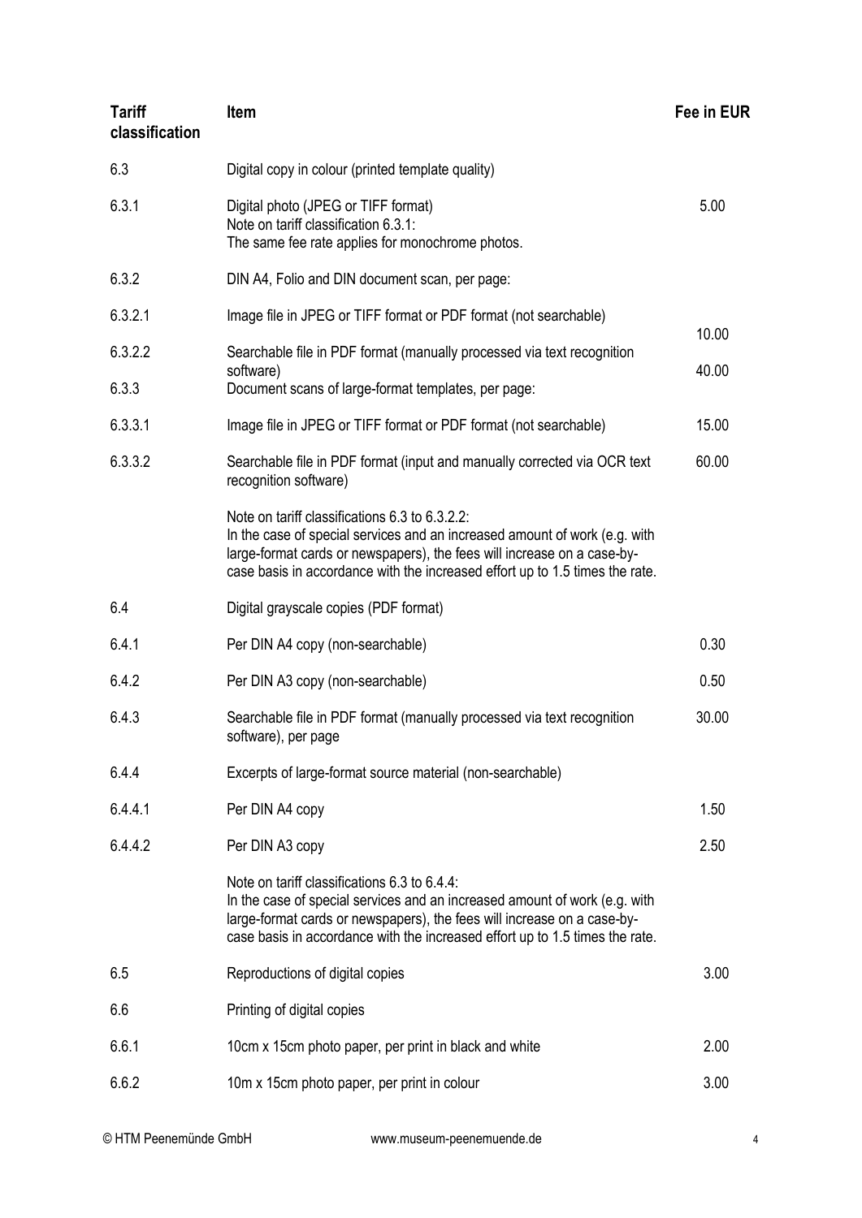| Tariff classification | Item | Fee in EUR |
|---|---|---|
| 6.3 | Digital copy in colour (printed template quality) | |
| 6.3.1 | Digital photo (JPEG or TIFF format)<br>Note on tariff classification 6.3.1:<br>The same fee rate applies for monochrome photos. | 5.00 |
| 6.3.2 | DIN A4, Folio and DIN document scan, per page: | |
| 6.3.2.1 | Image file in JPEG or TIFF format or PDF format (not searchable) | 10.00 |
| 6.3.2.2 | Searchable file in PDF format (manually processed via text recognition software) | 40.00 |
| 6.3.3 | Document scans of large-format templates, per page: | |
| 6.3.3.1 | Image file in JPEG or TIFF format or PDF format (not searchable) | 15.00 |
| 6.3.3.2 | Searchable file in PDF format (input and manually corrected via OCR text recognition software) | 60.00 |
| | Note on tariff classifications 6.3 to 6.3.2.2:<br>In the case of special services and an increased amount of work (e.g. with large-format cards or newspapers), the fees will increase on a case-by-case basis in accordance with the increased effort up to 1.5 times the rate. | |
| 6.4 | Digital grayscale copies (PDF format) | |
| 6.4.1 | Per DIN A4 copy (non-searchable) | 0.30 |
| 6.4.2 | Per DIN A3 copy (non-searchable) | 0.50 |
| 6.4.3 | Searchable file in PDF format (manually processed via text recognition software), per page | 30.00 |
| 6.4.4 | Excerpts of large-format source material (non-searchable) | |
| 6.4.4.1 | Per DIN A4 copy | 1.50 |
| 6.4.4.2 | Per DIN A3 copy | 2.50 |
| | Note on tariff classifications 6.3 to 6.4.4:<br>In the case of special services and an increased amount of work (e.g. with large-format cards or newspapers), the fees will increase on a case-by-case basis in accordance with the increased effort up to 1.5 times the rate. | |
| 6.5 | Reproductions of digital copies | 3.00 |
| 6.6 | Printing of digital copies | |
| 6.6.1 | 10cm x 15cm photo paper, per print in black and white | 2.00 |
| 6.6.2 | 10m x 15cm photo paper, per print in colour | 3.00 |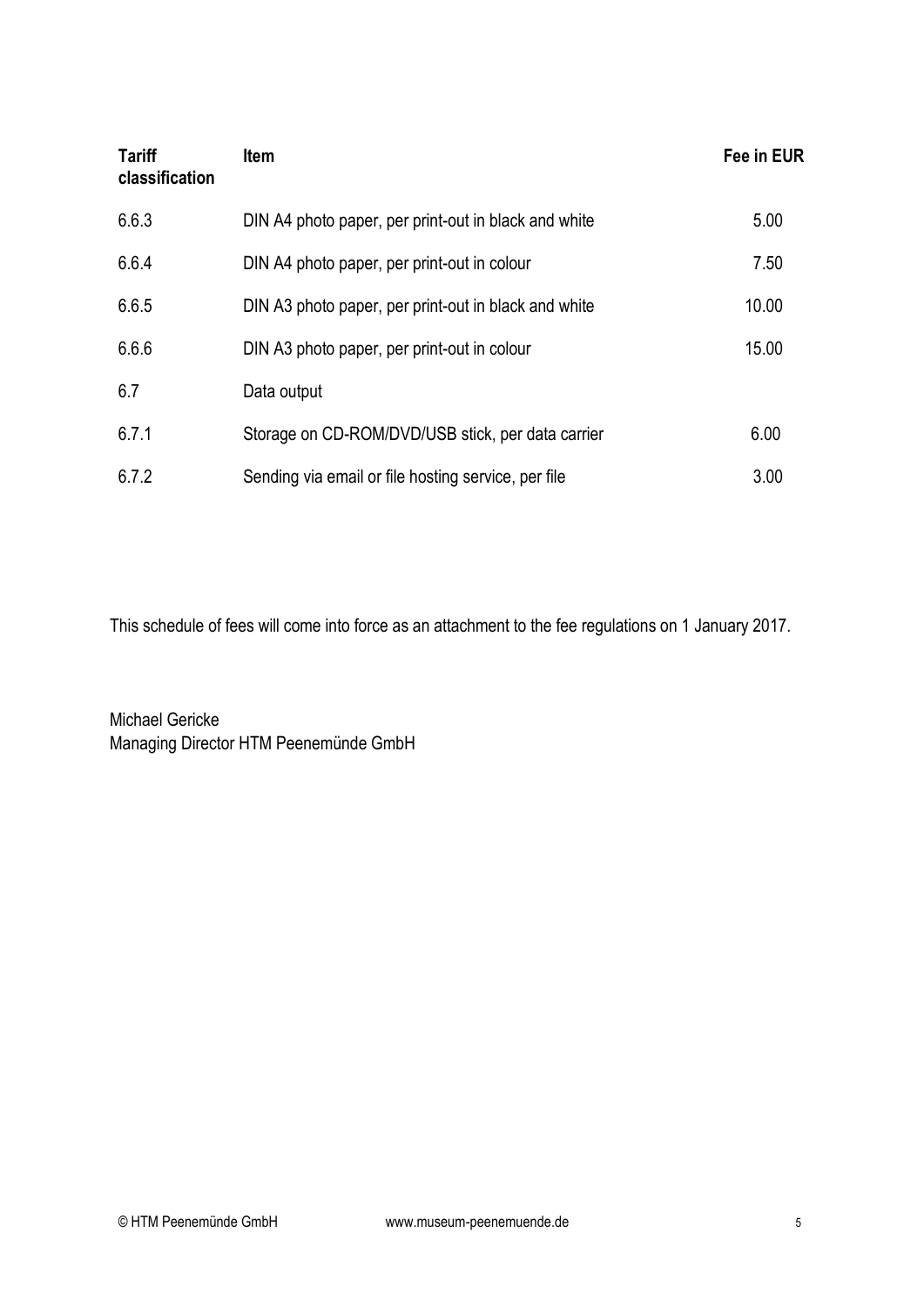| Tariff classification | Item | Fee in EUR |
|---|---|---|
| 6.6.3 | DIN A4 photo paper, per print-out in black and white | 5.00 |
| 6.6.4 | DIN A4 photo paper, per print-out in colour | 7.50 |
| 6.6.5 | DIN A3 photo paper, per print-out in black and white | 10.00 |
| 6.6.6 | DIN A3 photo paper, per print-out in colour | 15.00 |
| 6.7 | Data output | |
| 6.7.1 | Storage on CD-ROM/DVD/USB stick, per data carrier | 6.00 |
| 6.7.2 | Sending via email or file hosting service, per file | 3.00 |

This schedule of fees will come into force as an attachment to the fee regulations on 1 January 2017.

Michael Gericke
Managing Director HTM Peenemünde GmbH